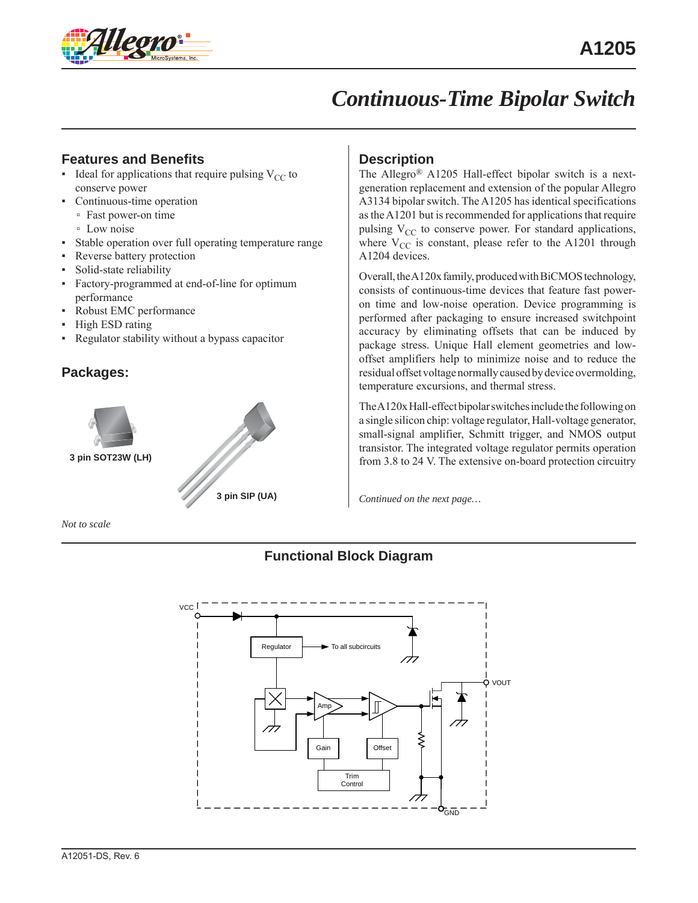# A1205

# Continuous-Time Bipolar Switch

## Features and Benefits

- Ideal for applications that require pulsing $V_{CC}$ to conserve power
- Continuous-time operation
  - Fast power-on time
  - Low noise
- Stable operation over full operating temperature range
- Reverse battery protection
- Solid-state reliability
- Factory-programmed at end-of-line for optimum performance
- Robust EMC performance
- High ESD rating
- Regulator stability without a bypass capacitor

## Packages:

3 pin SOT23W (LH)

3 pin SIP (UA)

*Not to scale*

## Description

The Allegro® A1205 Hall-effect bipolar switch is a next-generation replacement and extension of the popular Allegro A3134 bipolar switch. The A1205 has identical specifications as the A1201 but is recommended for applications that require pulsing $V_{CC}$ to conserve power. For standard applications, where $V_{CC}$ is constant, please refer to the A1201 through A1204 devices.

Overall, the A120x family, produced with BiCMOS technology, consists of continuous-time devices that feature fast power-on time and low-noise operation. Device programming is performed after packaging to ensure increased switchpoint accuracy by eliminating offsets that can be induced by package stress. Unique Hall element geometries and low-offset amplifiers help to minimize noise and to reduce the residual offset voltage normally caused by device overmolding, temperature excursions, and thermal stress.

The A120x Hall-effect bipolar switches include the following on a single silicon chip: voltage regulator, Hall-voltage generator, small-signal amplifier, Schmitt trigger, and NMOS output transistor. The integrated voltage regulator permits operation from 3.8 to 24 V. The extensive on-board protection circuitry

*Continued on the next page…*

## Functional Block Diagram

VCC, Regulator, To all subcircuits, VOUT, Amp, Gain, Offset, Trim Control, GND

A12051-DS, Rev. 6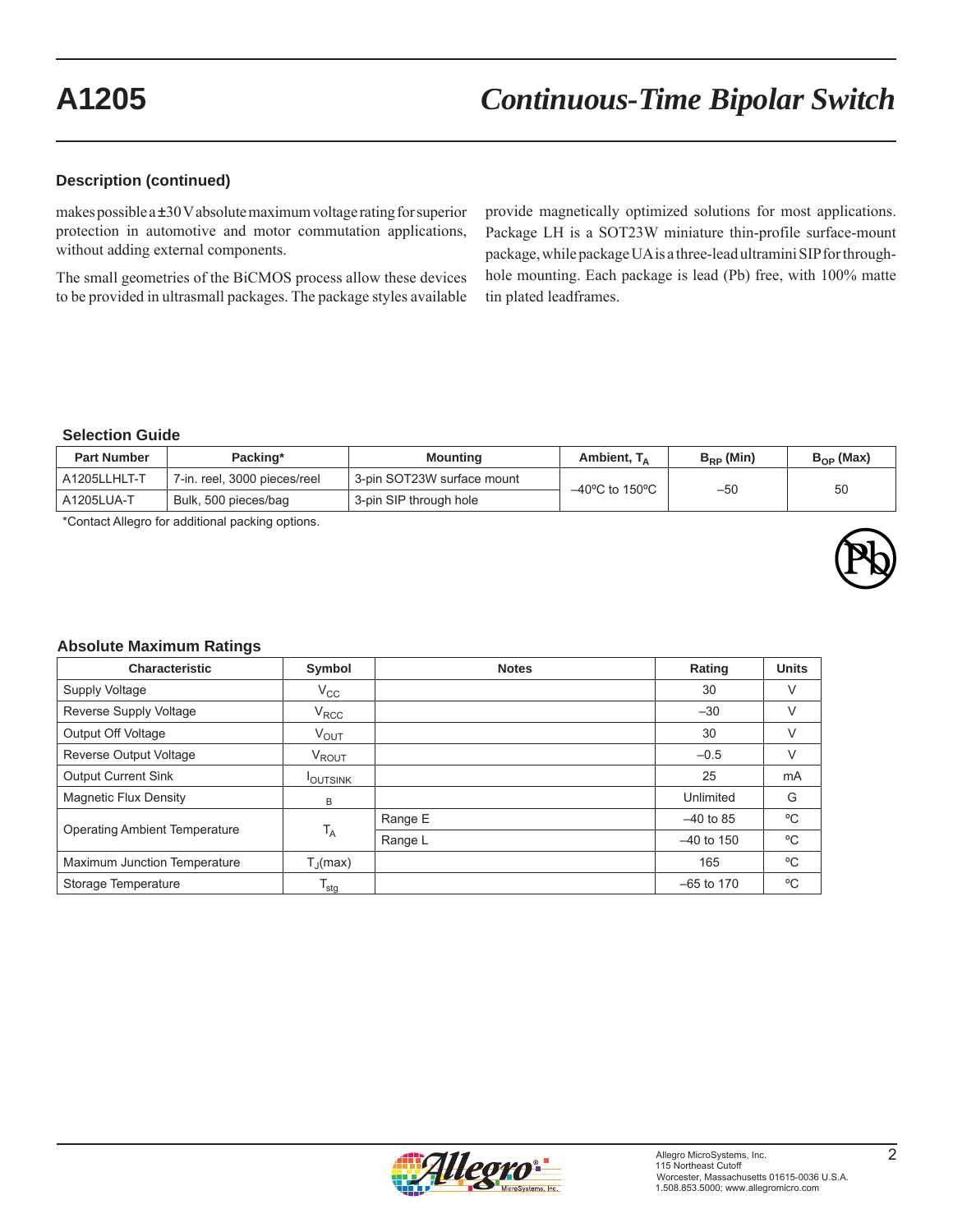# A1205

## *Continuous-Time Bipolar Switch*

### Description (continued)

makes possible a ±30 V absolute maximum voltage rating for superior protection in automotive and motor commutation applications, without adding external components.

The small geometries of the BiCMOS process allow these devices to be provided in ultrasmall packages. The package styles available provide magnetically optimized solutions for most applications. Package LH is a SOT23W miniature thin-profile surface-mount package, while package UA is a three-lead ultramini SIP for through-hole mounting. Each package is lead (Pb) free, with 100% matte tin plated leadframes.

### Selection Guide

| Part Number | Packing* | Mounting | Ambient, $T_A$ | $B_{RP}$ (Min) | $B_{OP}$ (Max) |
|---|---|---|---|---|---|
| A1205LLHLT-T | 7-in. reel, 3000 pieces/reel | 3-pin SOT23W surface mount | –40ºC to 150ºC | –50 | 50 |
| A1205LUA-T | Bulk, 500 pieces/bag | 3-pin SIP through hole | | | |

*Contact Allegro for additional packing options.

### Absolute Maximum Ratings

| Characteristic | Symbol | Notes | Rating | Units |
|---|---|---|---|---|
| Supply Voltage | $V_{CC}$ | | 30 | V |
| Reverse Supply Voltage | $V_{RCC}$ | | –30 | V |
| Output Off Voltage | $V_{OUT}$ | | 30 | V |
| Reverse Output Voltage | $V_{ROUT}$ | | –0.5 | V |
| Output Current Sink | $I_{OUTSINK}$ | | 25 | mA |
| Magnetic Flux Density | B | | Unlimited | G |
| Operating Ambient Temperature | $T_A$ | Range E | –40 to 85 | ºC |
| | | Range L | –40 to 150 | ºC |
| Maximum Junction Temperature | $T_J$(max) | | 165 | ºC |
| Storage Temperature | $T_{stg}$ | | –65 to 170 | ºC |

Allegro MicroSystems, Inc.
115 Northeast Cutoff
Worcester, Massachusetts 01615-0036 U.S.A.
1.508.853.5000; www.allegromicro.com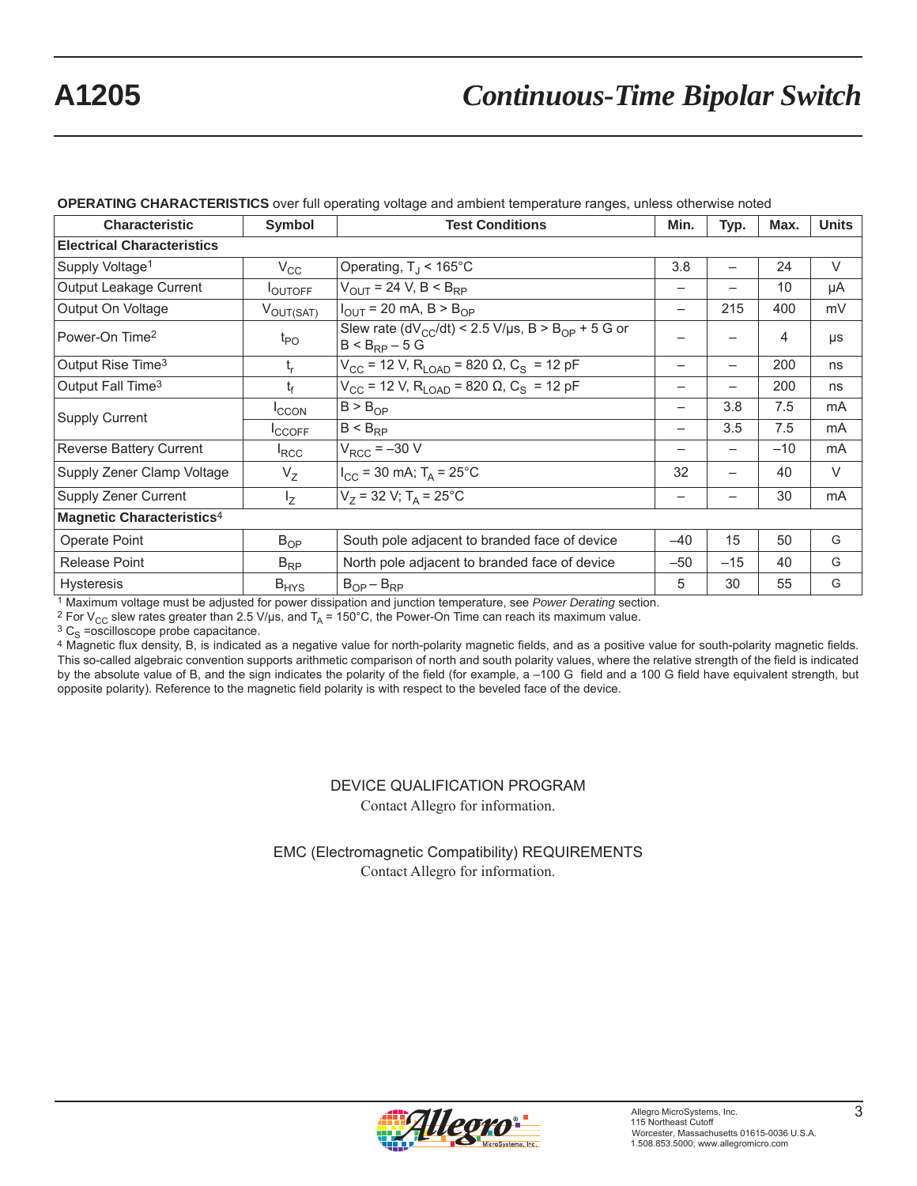**OPERATING CHARACTERISTICS** over full operating voltage and ambient temperature ranges, unless otherwise noted

| Characteristic | Symbol | Test Conditions | Min. | Typ. | Max. | Units |
|---|---|---|---|---|---|---|
| **Electrical Characteristics** | | | | | | |
| Supply Voltage[1] | $V_{CC}$ | Operating, $T_J$ < 165°C | 3.8 | – | 24 | V |
| Output Leakage Current | $I_{OUTOFF}$ | $V_{OUT}$ = 24 V, B < $B_{RP}$ | – | – | 10 | μA |
| Output On Voltage | $V_{OUT(SAT)}$ | $I_{OUT}$ = 20 mA, B > $B_{OP}$ | – | 215 | 400 | mV |
| Power-On Time[2] | $t_{PO}$ | Slew rate ($dV_{CC}/dt$) < 2.5 V/μs, B > $B_{OP}$ + 5 G or B < $B_{RP}$ – 5 G | – | – | 4 | μs |
| Output Rise Time[3] | $t_r$ | $V_{CC}$ = 12 V, $R_{LOAD}$ = 820 Ω, $C_S$ = 12 pF | – | – | 200 | ns |
| Output Fall Time[3] | $t_f$ | $V_{CC}$ = 12 V, $R_{LOAD}$ = 820 Ω, $C_S$ = 12 pF | – | – | 200 | ns |
| Supply Current | $I_{CCON}$ | B > $B_{OP}$ | – | 3.8 | 7.5 | mA |
| | $I_{CCOFF}$ | B < $B_{RP}$ | – | 3.5 | 7.5 | mA |
| Reverse Battery Current | $I_{RCC}$ | $V_{RCC}$ = –30 V | – | – | –10 | mA |
| Supply Zener Clamp Voltage | $V_Z$ | $I_{CC}$ = 30 mA; $T_A$ = 25°C | 32 | – | 40 | V |
| Supply Zener Current | $I_Z$ | $V_Z$ = 32 V; $T_A$ = 25°C | – | – | 30 | mA |
| **Magnetic Characteristics**[4] | | | | | | |
| Operate Point | $B_{OP}$ | South pole adjacent to branded face of device | –40 | 15 | 50 | G |
| Release Point | $B_{RP}$ | North pole adjacent to branded face of device | –50 | –15 | 40 | G |
| Hysteresis | $B_{HYS}$ | $B_{OP}$ – $B_{RP}$ | 5 | 30 | 55 | G |

[1] Maximum voltage must be adjusted for power dissipation and junction temperature, see *Power Derating* section.

[2] For $V_{CC}$ slew rates greater than 2.5 V/μs, and $T_A$ = 150°C, the Power-On Time can reach its maximum value.

[3] $C_S$ =oscilloscope probe capacitance.

[4] Magnetic flux density, B, is indicated as a negative value for north-polarity magnetic fields, and as a positive value for south-polarity magnetic fields. This so-called algebraic convention supports arithmetic comparison of north and south polarity values, where the relative strength of the field is indicated by the absolute value of B, and the sign indicates the polarity of the field (for example, a –100 G field and a 100 G field have equivalent strength, but opposite polarity). Reference to the magnetic field polarity is with respect to the beveled face of the device.

DEVICE QUALIFICATION PROGRAM

Contact Allegro for information.

EMC (Electromagnetic Compatibility) REQUIREMENTS

Contact Allegro for information.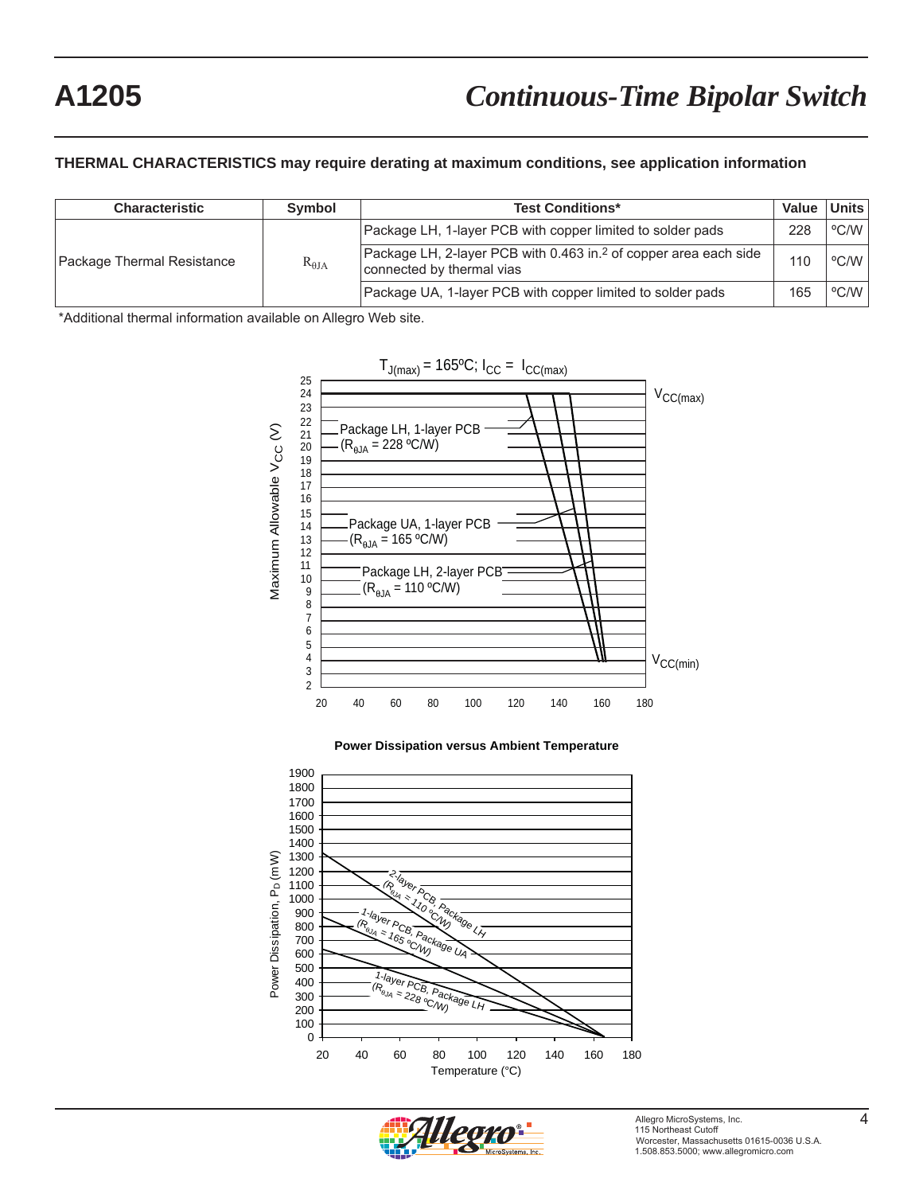## THERMAL CHARACTERISTICS may require derating at maximum conditions, see application information

| Characteristic | Symbol | Test Conditions* | Value | Units |
|---|---|---|---|---|
| Package Thermal Resistance | $R_{\theta JA}$ | Package LH, 1-layer PCB with copper limited to solder pads | 228 | ºC/W |
| | | Package LH, 2-layer PCB with 0.463 in.[2] of copper area each side connected by thermal vias | 110 | ºC/W |
| | | Package UA, 1-layer PCB with copper limited to solder pads | 165 | ºC/W |

*Additional thermal information available on Allegro Web site.

$T_{J(max)}$ = 165ºC; $I_{CC}$ = $I_{CC(max)}$

Maximum Allowable $V_{CC}$ (V)

Package LH, 1-layer PCB ($R_{\theta JA}$ = 228 ºC/W)

Package UA, 1-layer PCB ($R_{\theta JA}$ = 165 ºC/W)

Package LH, 2-layer PCB ($R_{\theta JA}$ = 110 ºC/W)

$V_{CC(max)}$

$V_{CC(min)}$

**Power Dissipation versus Ambient Temperature**

Power Dissipation, $P_D$ (mW)

2-layer PCB, Package LH ($R_{\theta JA}$ = 110 ºC/W)

1-layer PCB, Package UA ($R_{\theta JA}$ = 165 ºC/W)

1-layer PCB, Package LH ($R_{\theta JA}$ = 228 ºC/W)

Temperature (°C)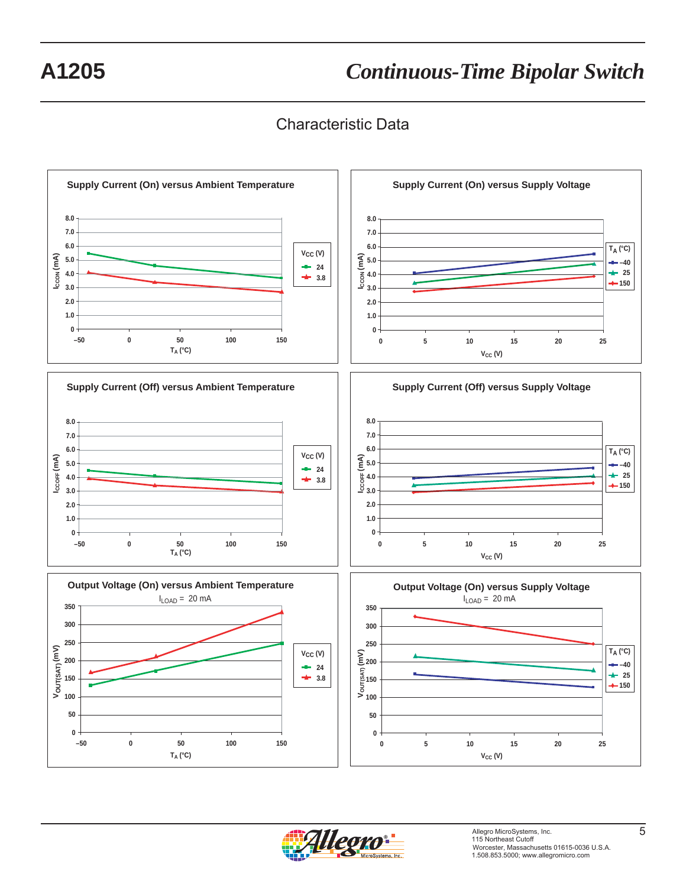## Characteristic Data

**Supply Current (On) versus Ambient Temperature**

**Supply Current (On) versus Supply Voltage**

**Supply Current (Off) versus Ambient Temperature**

**Supply Current (Off) versus Supply Voltage**

**Output Voltage (On) versus Ambient Temperature**

$I_{LOAD}$ = 20 mA

**Output Voltage (On) versus Supply Voltage**

$I_{LOAD}$ = 20 mA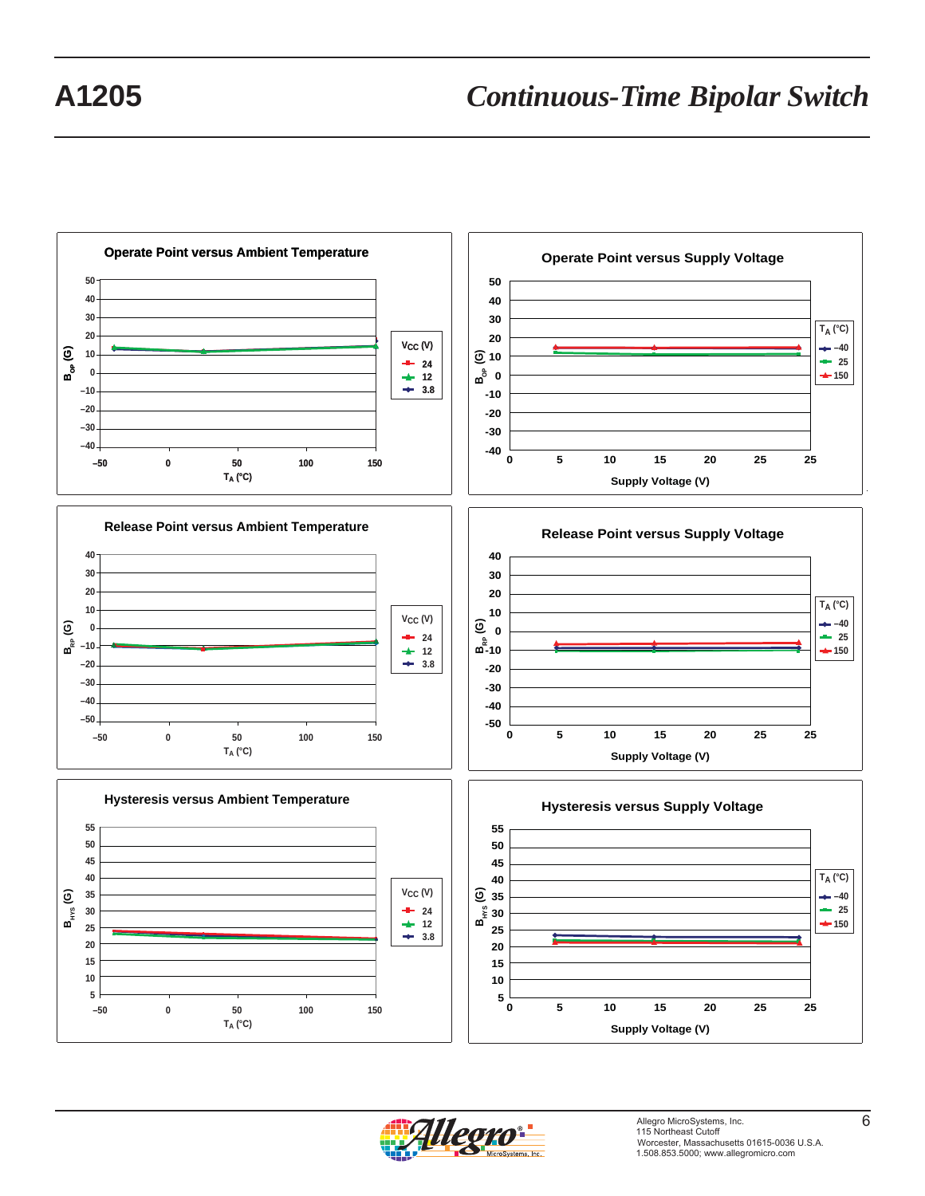**Operate Point versus Ambient Temperature**

**Operate Point versus Supply Voltage**

**Release Point versus Ambient Temperature**

**Release Point versus Supply Voltage**

**Hysteresis versus Ambient Temperature**

**Hysteresis versus Supply Voltage**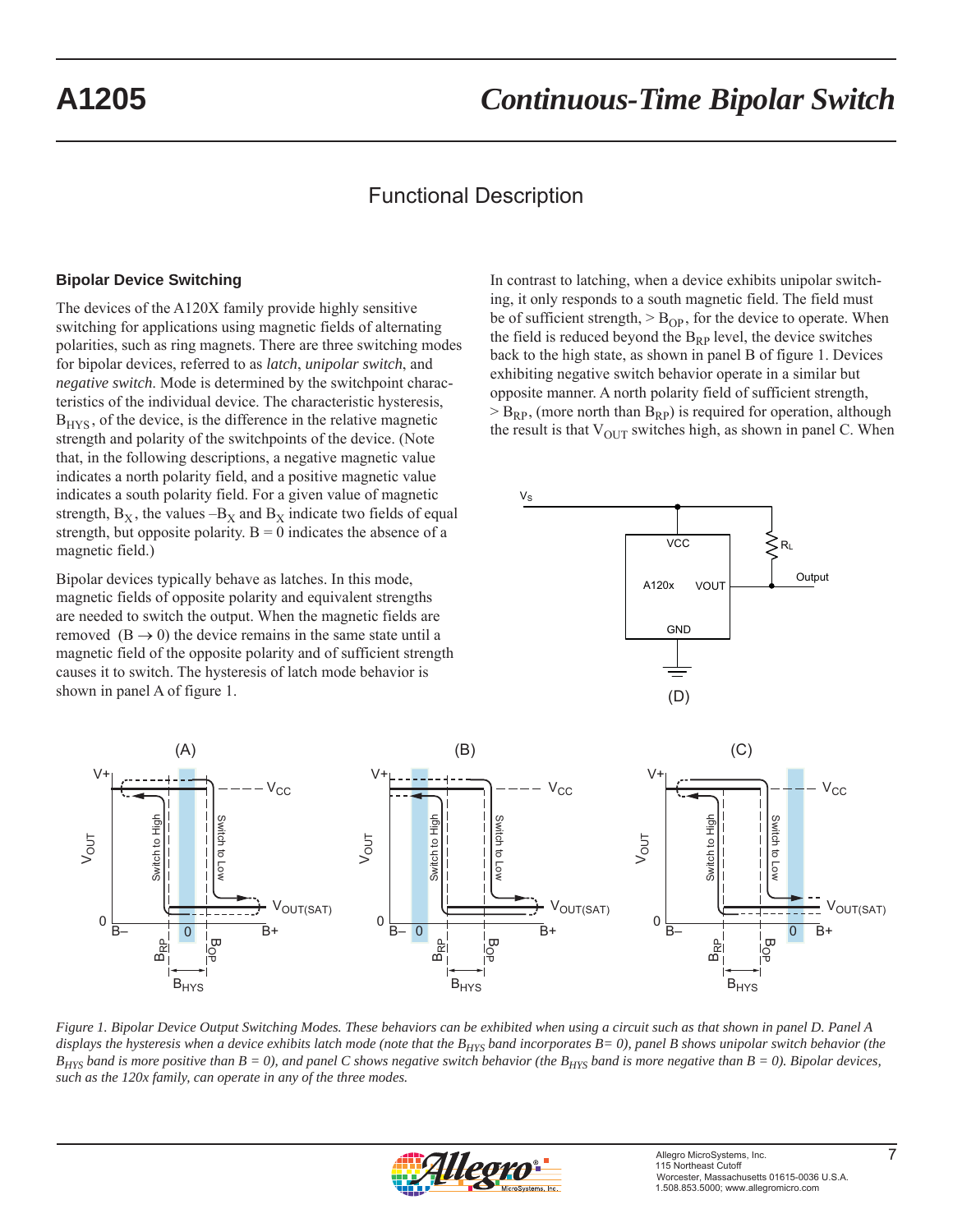## Functional Description

### Bipolar Device Switching

The devices of the A120X family provide highly sensitive switching for applications using magnetic fields of alternating polarities, such as ring magnets. There are three switching modes for bipolar devices, referred to as *latch*, *unipolar switch*, and *negative switch*. Mode is determined by the switchpoint characteristics of the individual device. The characteristic hysteresis, $B_{HYS}$, of the device, is the difference in the relative magnetic strength and polarity of the switchpoints of the device. (Note that, in the following descriptions, a negative magnetic value indicates a north polarity field, and a positive magnetic value indicates a south polarity field. For a given value of magnetic strength, $B_X$, the values $-B_X$ and $B_X$ indicate two fields of equal strength, but opposite polarity. $B = 0$ indicates the absence of a magnetic field.)

Bipolar devices typically behave as latches. In this mode, magnetic fields of opposite polarity and equivalent strengths are needed to switch the output. When the magnetic fields are removed ($B \rightarrow 0$) the device remains in the same state until a magnetic field of the opposite polarity and of sufficient strength causes it to switch. The hysteresis of latch mode behavior is shown in panel A of figure 1.

In contrast to latching, when a device exhibits unipolar switching, it only responds to a south magnetic field. The field must be of sufficient strength, $> B_{OP}$, for the device to operate. When the field is reduced beyond the $B_{RP}$ level, the device switches back to the high state, as shown in panel B of figure 1. Devices exhibiting negative switch behavior operate in a similar but opposite manner. A north polarity field of sufficient strength, $> B_{RP}$, (more north than $B_{RP}$) is required for operation, although the result is that $V_{OUT}$ switches high, as shown in panel C. When

*Figure 1. Bipolar Device Output Switching Modes. These behaviors can be exhibited when using a circuit such as that shown in panel D. Panel A displays the hysteresis when a device exhibits latch mode (note that the $B_{HYS}$ band incorporates $B= 0$), panel B shows unipolar switch behavior (the $B_{HYS}$ band is more positive than $B = 0$), and panel C shows negative switch behavior (the $B_{HYS}$ band is more negative than $B = 0$). Bipolar devices, such as the 120x family, can operate in any of the three modes.*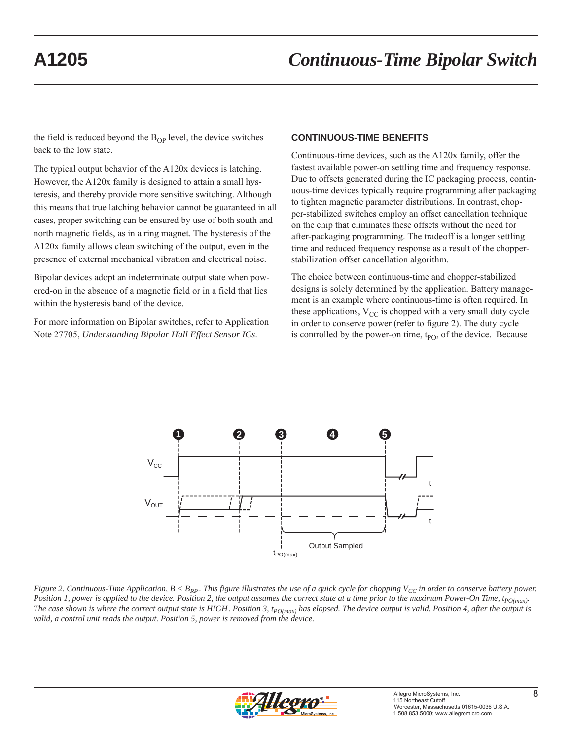the field is reduced beyond the $B_{OP}$ level, the device switches back to the low state.

The typical output behavior of the A120x devices is latching. However, the A120x family is designed to attain a small hysteresis, and thereby provide more sensitive switching. Although this means that true latching behavior cannot be guaranteed in all cases, proper switching can be ensured by use of both south and north magnetic fields, as in a ring magnet. The hysteresis of the A120x family allows clean switching of the output, even in the presence of external mechanical vibration and electrical noise.

Bipolar devices adopt an indeterminate output state when powered-on in the absence of a magnetic field or in a field that lies within the hysteresis band of the device.

For more information on Bipolar switches, refer to Application Note 27705, *Understanding Bipolar Hall Effect Sensor ICs*.

## CONTINUOUS-TIME BENEFITS

Continuous-time devices, such as the A120x family, offer the fastest available power-on settling time and frequency response. Due to offsets generated during the IC packaging process, continuous-time devices typically require programming after packaging to tighten magnetic parameter distributions. In contrast, chopper-stabilized switches employ an offset cancellation technique on the chip that eliminates these offsets without the need for after-packaging programming. The tradeoff is a longer settling time and reduced frequency response as a result of the chopper-stabilization offset cancellation algorithm.

The choice between continuous-time and chopper-stabilized designs is solely determined by the application. Battery management is an example where continuous-time is often required. In these applications, $V_{CC}$ is chopped with a very small duty cycle in order to conserve power (refer to figure 2). The duty cycle is controlled by the power-on time, $t_{PO}$, of the device. Because

*Figure 2. Continuous-Time Application, $B < B_{RP}$. This figure illustrates the use of a quick cycle for chopping $V_{CC}$ in order to conserve battery power. Position 1, power is applied to the device. Position 2, the output assumes the correct state at a time prior to the maximum Power-On Time, $t_{PO(max)}$. The case shown is where the correct output state is HIGH. Position 3, $t_{PO(max)}$ has elapsed. The device output is valid. Position 4, after the output is valid, a control unit reads the output. Position 5, power is removed from the device.*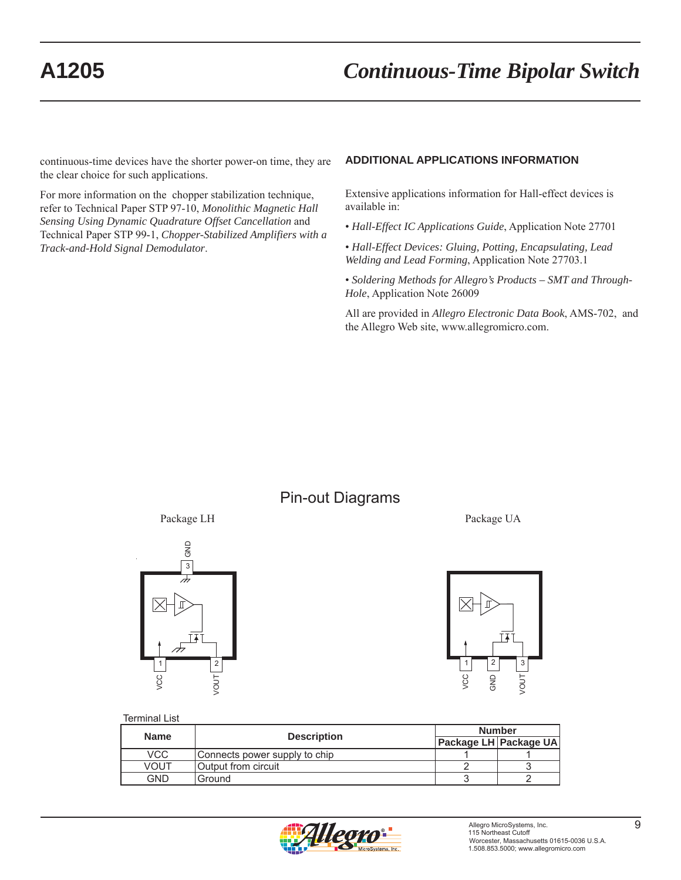continuous-time devices have the shorter power-on time, they are the clear choice for such applications.

For more information on the chopper stabilization technique, refer to Technical Paper STP 97-10, *Monolithic Magnetic Hall Sensing Using Dynamic Quadrature Offset Cancellation* and Technical Paper STP 99-1, *Chopper-Stabilized Amplifiers with a Track-and-Hold Signal Demodulator*.

### ADDITIONAL APPLICATIONS INFORMATION

Extensive applications information for Hall-effect devices is available in:

- *Hall-Effect IC Applications Guide*, Application Note 27701
- *Hall-Effect Devices: Gluing, Potting, Encapsulating, Lead Welding and Lead Forming*, Application Note 27703.1
- *Soldering Methods for Allegro's Products – SMT and Through-Hole*, Application Note 26009

All are provided in *Allegro Electronic Data Book*, AMS-702, and the Allegro Web site, www.allegromicro.com.

## Pin-out Diagrams

Package LH

Package UA

Terminal List

| Name | Description | Number | |
|---|---|---|---|
| | | Package LH | Package UA |
| VCC | Connects power supply to chip | 1 | 1 |
| VOUT | Output from circuit | 2 | 3 |
| GND | Ground | 3 | 2 |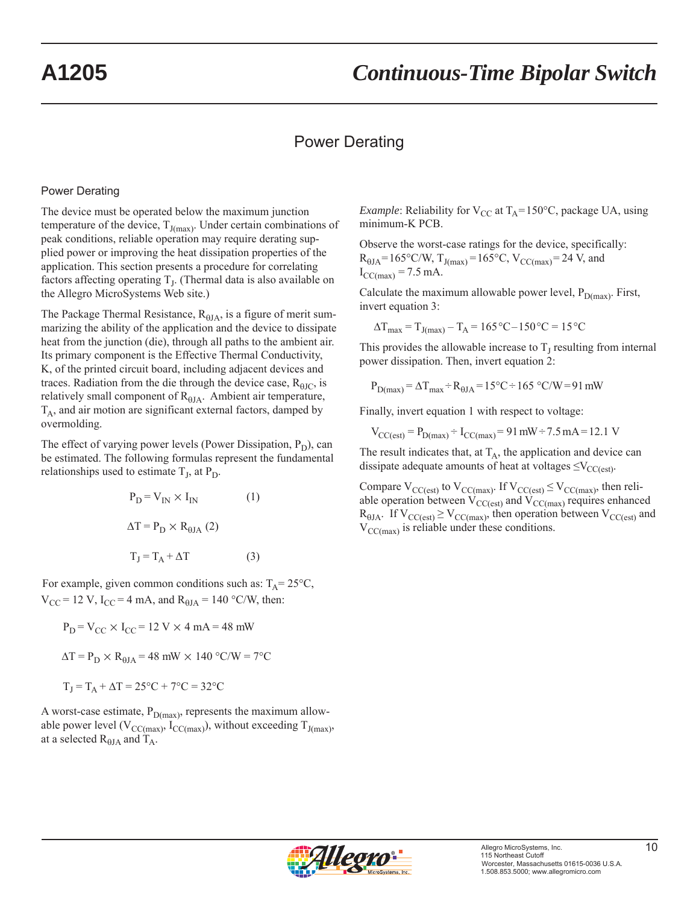# Power Derating

## Power Derating

The device must be operated below the maximum junction temperature of the device, $T_{J(max)}$. Under certain combinations of peak conditions, reliable operation may require derating supplied power or improving the heat dissipation properties of the application. This section presents a procedure for correlating factors affecting operating $T_J$. (Thermal data is also available on the Allegro MicroSystems Web site.)

The Package Thermal Resistance, $R_{\theta JA}$, is a figure of merit summarizing the ability of the application and the device to dissipate heat from the junction (die), through all paths to the ambient air. Its primary component is the Effective Thermal Conductivity, K, of the printed circuit board, including adjacent devices and traces. Radiation from the die through the device case, $R_{\theta JC}$, is relatively small component of $R_{\theta JA}$. Ambient air temperature, $T_A$, and air motion are significant external factors, damped by overmolding.

The effect of varying power levels (Power Dissipation, $P_D$), can be estimated. The following formulas represent the fundamental relationships used to estimate $T_J$, at $P_D$.

$$P_D = V_{IN} \times I_{IN} \quad (1)$$

$$\Delta T = P_D \times R_{\theta JA} \quad (2)$$

$$T_J = T_A + \Delta T \quad (3)$$

For example, given common conditions such as: $T_A$= 25°C, $V_{CC}$ = 12 V, $I_{CC}$ = 4 mA, and $R_{\theta JA}$ = 140 °C/W, then:

$$P_D = V_{CC} \times I_{CC} = 12\text{ V} \times 4\text{ mA} = 48\text{ mW}$$

$$\Delta T = P_D \times R_{\theta JA} = 48\text{ mW} \times 140\text{ °C/W} = 7\text{°C}$$

$$T_J = T_A + \Delta T = 25\text{°C} + 7\text{°C} = 32\text{°C}$$

A worst-case estimate, $P_{D(max)}$, represents the maximum allowable power level ($V_{CC(max)}$, $I_{CC(max)}$), without exceeding $T_{J(max)}$, at a selected $R_{\theta JA}$ and $T_A$.

*Example*: Reliability for $V_{CC}$ at $T_A$ = 150°C, package UA, using minimum-K PCB.

Observe the worst-case ratings for the device, specifically: $R_{\theta JA}$ = 165°C/W, $T_{J(max)}$ = 165°C, $V_{CC(max)}$ = 24 V, and $I_{CC(max)}$ = 7.5 mA.

Calculate the maximum allowable power level, $P_{D(max)}$. First, invert equation 3:

$$\Delta T_{max} = T_{J(max)} - T_A = 165\text{°C} - 150\text{°C} = 15\text{°C}$$

This provides the allowable increase to $T_J$ resulting from internal power dissipation. Then, invert equation 2:

$$P_{D(max)} = \Delta T_{max} \div R_{\theta JA} = 15\text{°C} \div 165\text{ °C/W} = 91\text{ mW}$$

Finally, invert equation 1 with respect to voltage:

$$V_{CC(est)} = P_{D(max)} \div I_{CC(max)} = 91\text{ mW} \div 7.5\text{ mA} = 12.1\text{ V}$$

The result indicates that, at $T_A$, the application and device can dissipate adequate amounts of heat at voltages $\leq V_{CC(est)}$.

Compare $V_{CC(est)}$ to $V_{CC(max)}$. If $V_{CC(est)} \leq V_{CC(max)}$, then reliable operation between $V_{CC(est)}$ and $V_{CC(max)}$ requires enhanced $R_{\theta JA}$. If $V_{CC(est)} \geq V_{CC(max)}$, then operation between $V_{CC(est)}$ and $V_{CC(max)}$ is reliable under these conditions.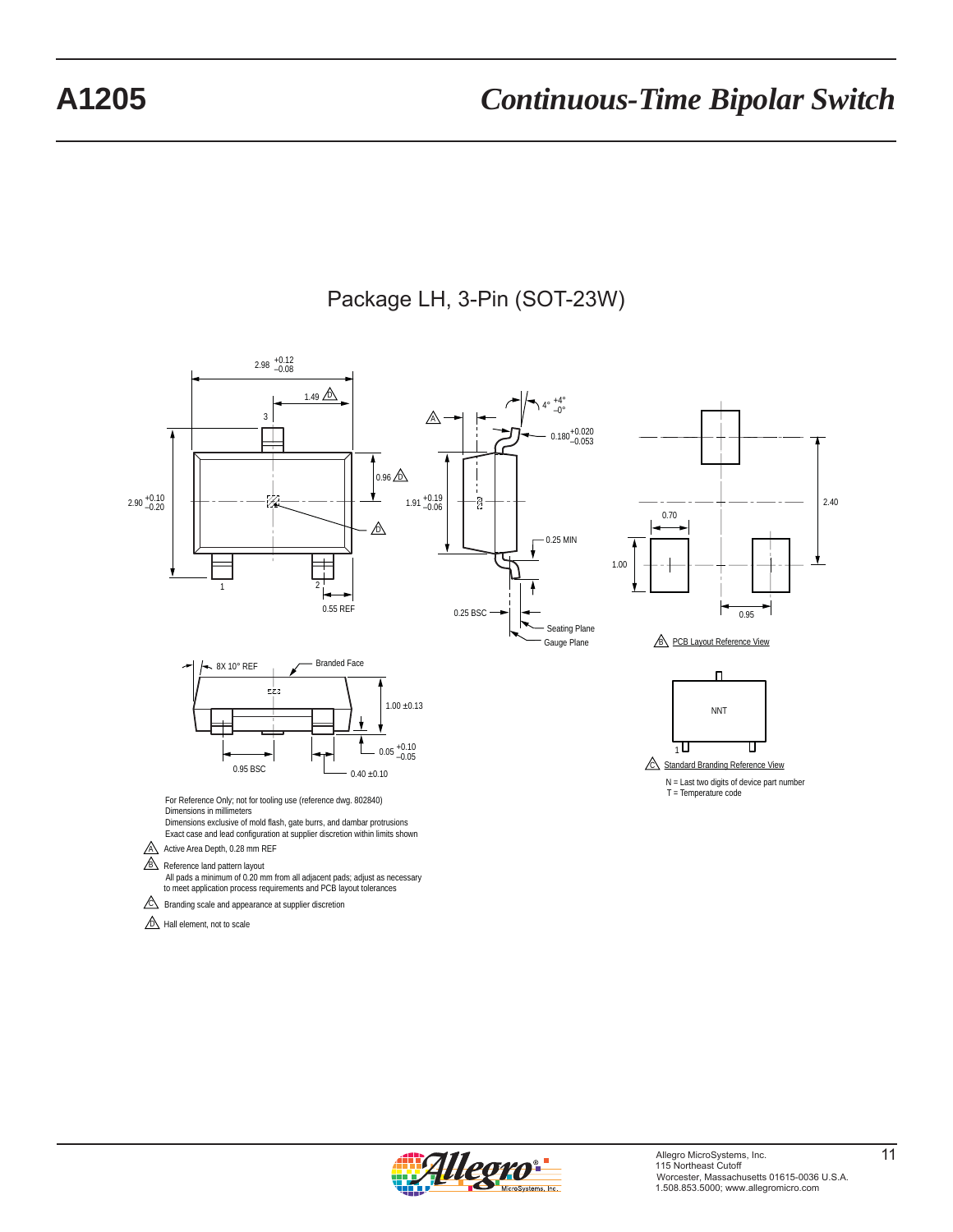## Package LH, 3-Pin (SOT-23W)

2.98 $^{+0.12}_{-0.08}$

1.49 D

3

0.96 D

2.90 $^{+0.10}_{-0.20}$

D

1 2

0.55 REF

A

4° $^{+4°}_{-0°}$

0.180 $^{+0.020}_{-0.053}$

1.91 $^{+0.19}_{-0.06}$

0.25 MIN

0.25 BSC

Seating Plane

Gauge Plane

2.40

0.70

1.00

0.95

B PCB Layout Reference View

8X 10° REF

Branded Face

1.00 ±0.13

0.05 $^{+0.10}_{-0.05}$

0.95 BSC

0.40 ±0.10

NNT

1

C Standard Branding Reference View

N = Last two digits of device part number
T = Temperature code

For Reference Only; not for tooling use (reference dwg. 802840)
Dimensions in millimeters
Dimensions exclusive of mold flash, gate burrs, and dambar protrusions
Exact case and lead configuration at supplier discretion within limits shown

A Active Area Depth, 0.28 mm REF

B Reference land pattern layout
All pads a minimum of 0.20 mm from all adjacent pads; adjust as necessary to meet application process requirements and PCB layout tolerances

C Branding scale and appearance at supplier discretion

D Hall element, not to scale

Allegro MicroSystems, Inc.
115 Northeast Cutoff
Worcester, Massachusetts 01615-0036 U.S.A.
1.508.853.5000; www.allegromicro.com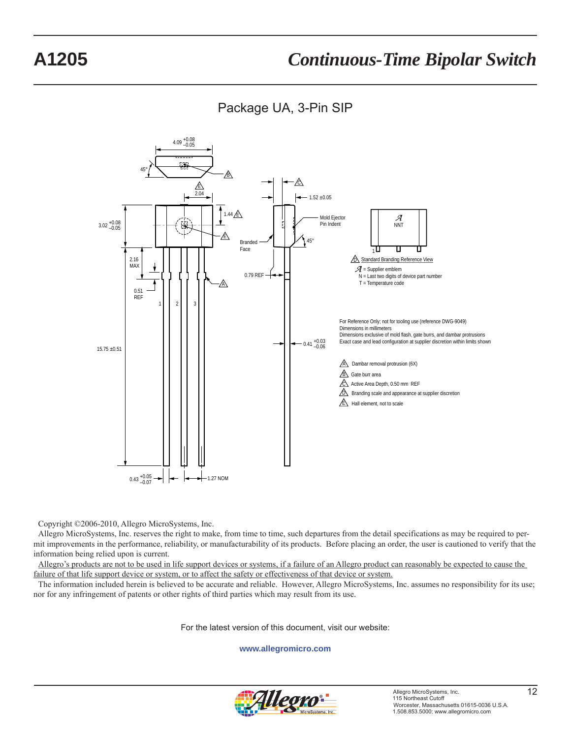## Package UA, 3-Pin SIP

4.09 +0.08 −0.05

45°

B

E

2.04

1.44 E

3.02 +0.08 −0.05

E

2.16 MAX

0.51 REF

A

1 2 3

15.75 ±0.51

0.43 +0.05 −0.07

1.27 NOM

C

1.52 ±0.05

Mold Ejector Pin Indent

Branded Face

45°

0.79 REF

0.41 +0.03 −0.06

NNT

1

D Standard Branding Reference View

= Supplier emblem
N = Last two digits of device part number
T = Temperature code

For Reference Only; not for tooling use (reference DWG-9049)
Dimensions in millimeters
Dimensions exclusive of mold flash, gate burrs, and dambar protrusions
Exact case and lead configuration at supplier discretion within limits shown

A Dambar removal protrusion (6X)

B Gate burr area

C Active Area Depth, 0.50 mm REF

D Branding scale and appearance at supplier discretion

E Hall element, not to scale

Copyright ©2006-2010, Allegro MicroSystems, Inc.

Allegro MicroSystems, Inc. reserves the right to make, from time to time, such departures from the detail specifications as may be required to permit improvements in the performance, reliability, or manufacturability of its products. Before placing an order, the user is cautioned to verify that the information being relied upon is current.

Allegro's products are not to be used in life support devices or systems, if a failure of an Allegro product can reasonably be expected to cause the failure of that life support device or system, or to affect the safety or effectiveness of that device or system.

The information included herein is believed to be accurate and reliable. However, Allegro MicroSystems, Inc. assumes no responsibility for its use; nor for any infringement of patents or other rights of third parties which may result from its use.

For the latest version of this document, visit our website:

**www.allegromicro.com**

Allegro MicroSystems, Inc.
115 Northeast Cutoff
Worcester, Massachusetts 01615-0036 U.S.A.
1.508.853.5000; www.allegromicro.com